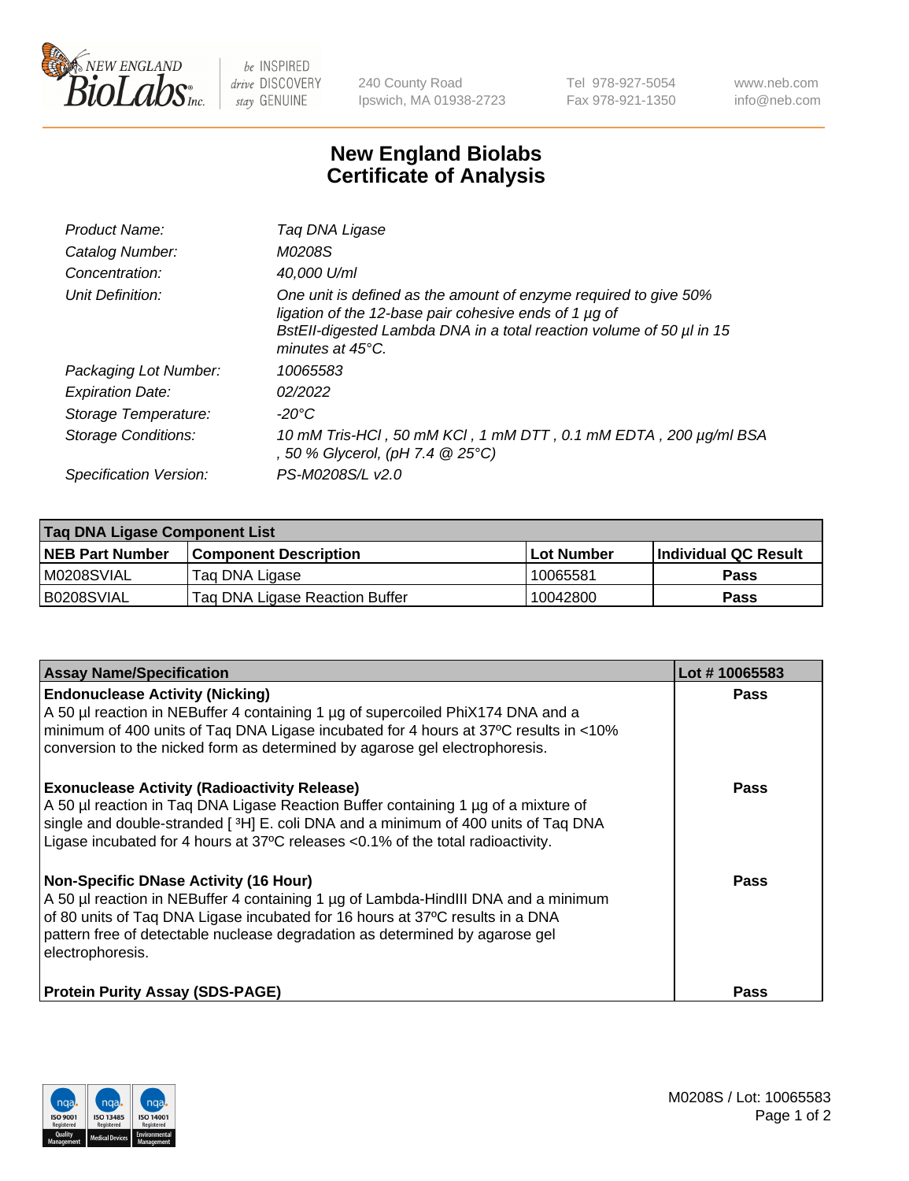# New England Biolabs Certificate of Analysis

| | |
|---|---|
| *Product Name:* | *Taq DNA Ligase* |
| *Catalog Number:* | *M0208S* |
| *Concentration:* | *40,000 U/ml* |
| *Unit Definition:* | *One unit is defined as the amount of enzyme required to give 50% ligation of the 12-base pair cohesive ends of 1 µg of BstEII-digested Lambda DNA in a total reaction volume of 50 µl in 15 minutes at 45°C.* |
| *Packaging Lot Number:* | *10065583* |
| *Expiration Date:* | *02/2022* |
| *Storage Temperature:* | *-20°C* |
| *Storage Conditions:* | *10 mM Tris-HCl , 50 mM KCl , 1 mM DTT , 0.1 mM EDTA , 200 µg/ml BSA , 50 % Glycerol, (pH 7.4 @ 25°C)* |
| *Specification Version:* | *PS-M0208S/L v2.0* |

| Taq DNA Ligase Component List | | | |
|---|---|---|---|
| **NEB Part Number** | **Component Description** | **Lot Number** | **Individual QC Result** |
| M0208SVIAL | Taq DNA Ligase | 10065581 | **Pass** |
| B0208SVIAL | Taq DNA Ligase Reaction Buffer | 10042800 | **Pass** |

| Assay Name/Specification | Lot # 10065583 |
|---|---|
| **Endonuclease Activity (Nicking)** A 50 µl reaction in NEBuffer 4 containing 1 µg of supercoiled PhiX174 DNA and a minimum of 400 units of Taq DNA Ligase incubated for 4 hours at 37ºC results in <10% conversion to the nicked form as determined by agarose gel electrophoresis. | **Pass** |
| **Exonuclease Activity (Radioactivity Release)** A 50 µl reaction in Taq DNA Ligase Reaction Buffer containing 1 µg of a mixture of single and double-stranded [ $^{3}$H] E. coli DNA and a minimum of 400 units of Taq DNA Ligase incubated for 4 hours at 37ºC releases <0.1% of the total radioactivity. | **Pass** |
| **Non-Specific DNase Activity (16 Hour)** A 50 µl reaction in NEBuffer 4 containing 1 µg of Lambda-HindIII DNA and a minimum of 80 units of Taq DNA Ligase incubated for 16 hours at 37ºC results in a DNA pattern free of detectable nuclease degradation as determined by agarose gel electrophoresis. | **Pass** |
| **Protein Purity Assay (SDS-PAGE)** | **Pass** |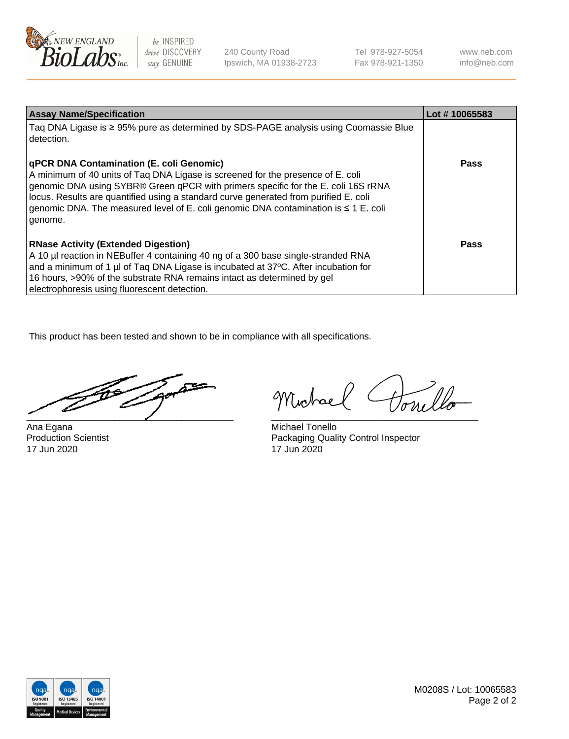| Assay Name/Specification | Lot # 10065583 |
| --- | --- |
| Taq DNA Ligase is ≥ 95% pure as determined by SDS-PAGE analysis using Coomassie Blue detection. | |
| **qPCR DNA Contamination (E. coli Genomic)**<br>A minimum of 40 units of Taq DNA Ligase is screened for the presence of E. coli genomic DNA using SYBR® Green qPCR with primers specific for the E. coli 16S rRNA locus. Results are quantified using a standard curve generated from purified E. coli genomic DNA. The measured level of E. coli genomic DNA contamination is ≤ 1 E. coli genome. | **Pass** |
| **RNase Activity (Extended Digestion)**<br>A 10 µl reaction in NEBuffer 4 containing 40 ng of a 300 base single-stranded RNA and a minimum of 1 µl of Taq DNA Ligase is incubated at 37ºC. After incubation for 16 hours, >90% of the substrate RNA remains intact as determined by gel electrophoresis using fluorescent detection. | **Pass** |

This product has been tested and shown to be in compliance with all specifications.

Ana Egana
Production Scientist
17 Jun 2020

Michael Tonello
Packaging Quality Control Inspector
17 Jun 2020

M0208S / Lot: 10065583